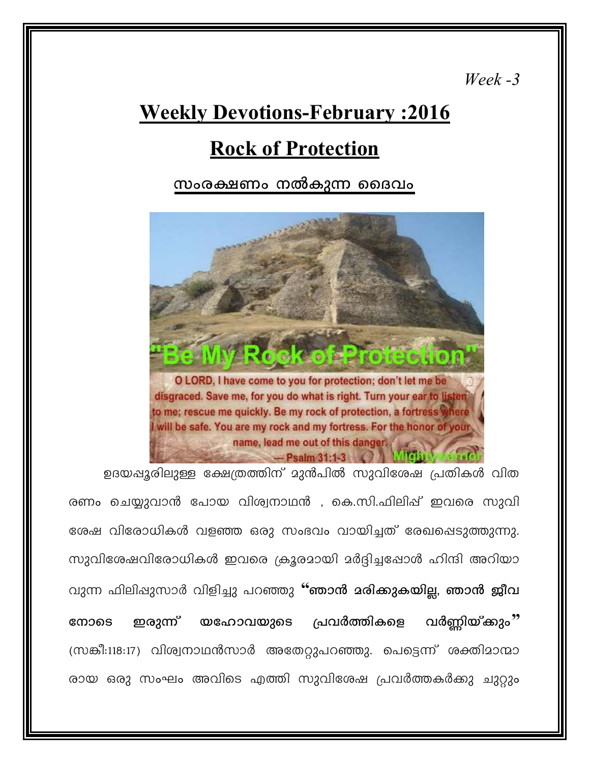*Week -3*

# Weekly Devotions-February :2016

## Rock of Protection

### സംരക്ഷണം നൽകുന്ന ദൈവം

ഉദയപ്പൂരിലുള്ള ക്ഷേത്രത്തിന് മുൻപിൽ സുവിശേഷ പ്രതികൾ വിതരണം ചെയ്യുവാൻ പോയ വിശ്വനാഥൻ , കെ.സി.ഫിലിപ്പ് ഇവരെ സുവിശേഷ വിരോധികൾ വളഞ്ഞ ഒരു സംഭവം വായിച്ചത് രേഖപ്പെടുത്തുന്നു. സുവിശേഷവിരോധികൾ ഇവരെ ക്രൂരമായി മർദ്ദിച്ചപ്പോൾ ഹിന്ദി അറിയാവുന്ന ഫിലിപ്പുസാർ വിളിച്ചു പറഞ്ഞു **"ഞാൻ മരിക്കുകയില്ല, ഞാൻ ജീവനോടെ ഇരുന്ന് യഹോവയുടെ പ്രവർത്തികളെ വർണ്ണിയ്ക്കും"** (സങ്കീ:118:17) വിശ്വനാഥൻസാർ അതേറ്റുപറഞ്ഞു. പെട്ടെന്ന് ശക്തിമാന്മാരായ ഒരു സംഘം അവിടെ എത്തി സുവിശേഷ പ്രവർത്തകർക്കു ചുറ്റും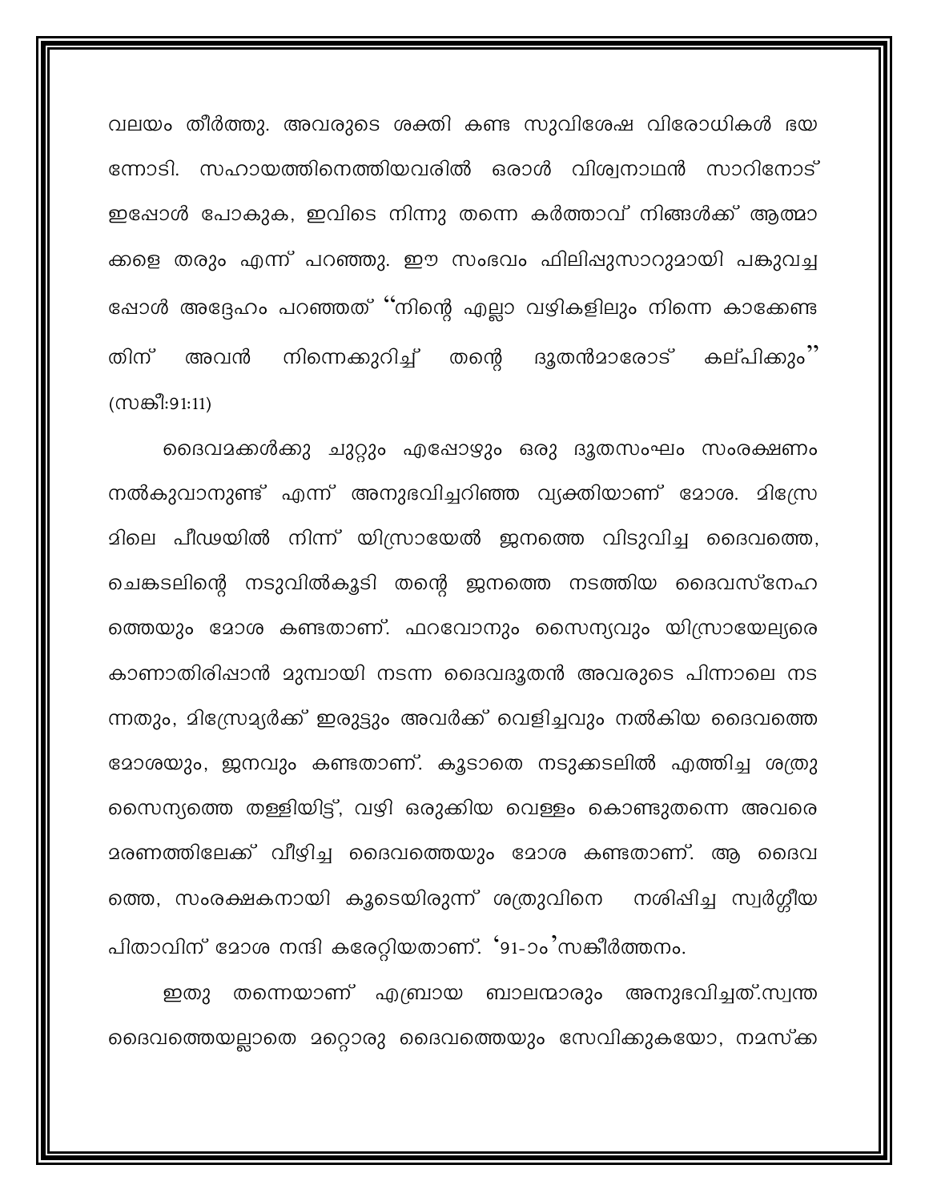വലയം തീർത്തു. അവരുടെ ശക്തി കണ്ട സുവിശേഷ വിരോധികൾ ഭയന്നോടി. സഹായത്തിനെത്തിയവരിൽ ഒരാൾ വിശ്വനാഥൻ സാറിനോട് ഇപ്പോൾ പോകുക, ഇവിടെ നിന്നു തന്നെ കർത്താവ് നിങ്ങൾക്ക് ആത്മാക്കളെ തരും എന്ന് പറഞ്ഞു. ഈ സംഭവം ഫിലിപ്പുസാറുമായി പങ്കുവച്ചപ്പോൾ അദ്ദേഹം പറഞ്ഞത് "നിന്റെ എല്ലാ വഴികളിലും നിന്നെ കാക്കേണ്ടതിന് അവൻ നിന്നെക്കുറിച്ച് തന്റെ ദൂതൻമാരോട് കല്പിക്കും" (സങ്കീ:91:11)

ദൈവമക്കൾക്കു ചുറ്റും എപ്പോഴും ഒരു ദൂതസംഘം സംരക്ഷണം നൽകുവാനുണ്ട് എന്ന് അനുഭവിച്ചറിഞ്ഞ വ്യക്തിയാണ് മോശ. മിസ്രേമിലെ പീഢയിൽ നിന്ന് യിസ്രായേൽ ജനത്തെ വിടുവിച്ച ദൈവത്തെ, ചെങ്കടലിന്റെ നടുവിൽകൂടി തന്റെ ജനത്തെ നടത്തിയ ദൈവസ്നേഹത്തെയും മോശ കണ്ടതാണ്. ഫറവോനും സൈന്യവും യിസ്രായേല്യരെ കാണാതിരിപ്പാൻ മുമ്പായി നടന്ന ദൈവദൂതൻ അവരുടെ പിന്നാലെ നടന്നതും, മിസ്രേമ്യർക്ക് ഇരുട്ടും അവർക്ക് വെളിച്ചവും നൽകിയ ദൈവത്തെ മോശയും, ജനവും കണ്ടതാണ്. കൂടാതെ നടുക്കടലിൽ എത്തിച്ച ശത്രുസൈന്യത്തെ തള്ളിയിട്ട്, വഴി ഒരുക്കിയ വെള്ളം കൊണ്ടുതന്നെ അവരെ മരണത്തിലേക്ക് വീഴിച്ച ദൈവത്തെയും മോശ കണ്ടതാണ്. ആ ദൈവത്തെ, സംരക്ഷകനായി കൂടെയിരുന്ന് ശത്രുവിനെ നശിപ്പിച്ച സ്വർഗ്ഗീയ പിതാവിന് മോശ നന്ദി കരേറ്റിയതാണ്. '91-ാം'സങ്കീർത്തനം.

ഇതു തന്നെയാണ് എബ്രായ ബാലന്മാരും അനുഭവിച്ചത്.സ്വന്ത ദൈവത്തെയല്ലാതെ മറ്റൊരു ദൈവത്തെയും സേവിക്കുകയോ, നമസ്ക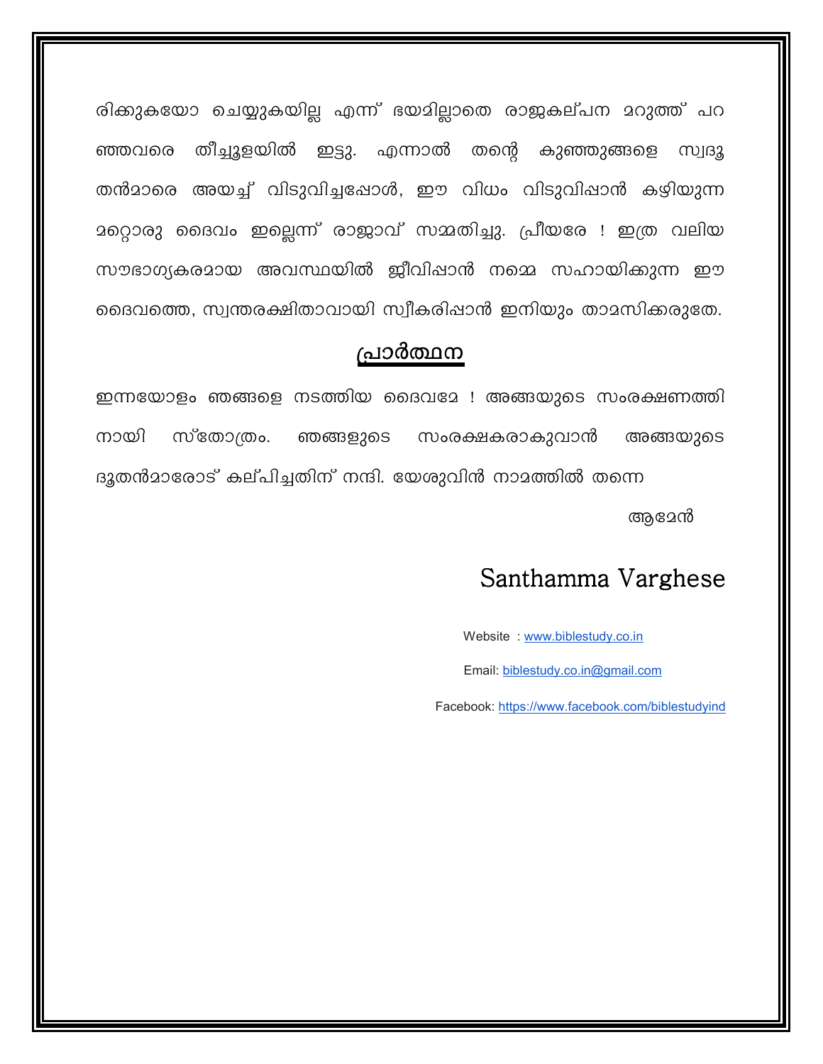രിക്കുകയോ ചെയ്യുകയില്ല എന്ന് ഭയമില്ലാതെ രാജകല്പന മറുത്ത് പറഞ്ഞവരെ തീച്ചൂളയിൽ ഇട്ടു. എന്നാൽ തന്റെ കുഞ്ഞുങ്ങളെ സ്വദൂതൻമാരെ അയച്ച് വിടുവിച്ചപ്പോൾ, ഈ വിധം വിടുവിപ്പാൻ കഴിയുന്ന മറ്റൊരു ദൈവം ഇല്ലെന്ന് രാജാവ് സമ്മതിച്ചു. പ്രീയരേ ! ഇത്ര വലിയ സൗഭാഗ്യകരമായ അവസ്ഥയിൽ ജീവിപ്പാൻ നമ്മെ സഹായിക്കുന്ന ഈ ദൈവത്തെ, സ്വന്തരക്ഷിതാവായി സ്വീകരിപ്പാൻ ഇനിയും താമസിക്കരുതേ.

## <u>പ്രാർത്ഥന</u>

ഇന്നയോളം ഞങ്ങളെ നടത്തിയ ദൈവമേ ! അങ്ങയുടെ സംരക്ഷണത്തിനായി സ്തോത്രം. ഞങ്ങളുടെ സംരക്ഷകരാകുവാൻ അങ്ങയുടെ ദൂതൻമാരോട് കല്പിച്ചതിന് നന്ദി. യേശുവിൻ നാമത്തിൽ തന്നെ

ആമേൻ

Santhamma Varghese

Website : www.biblestudy.co.in

Email: biblestudy.co.in@gmail.com

Facebook: https://www.facebook.com/biblestudyind